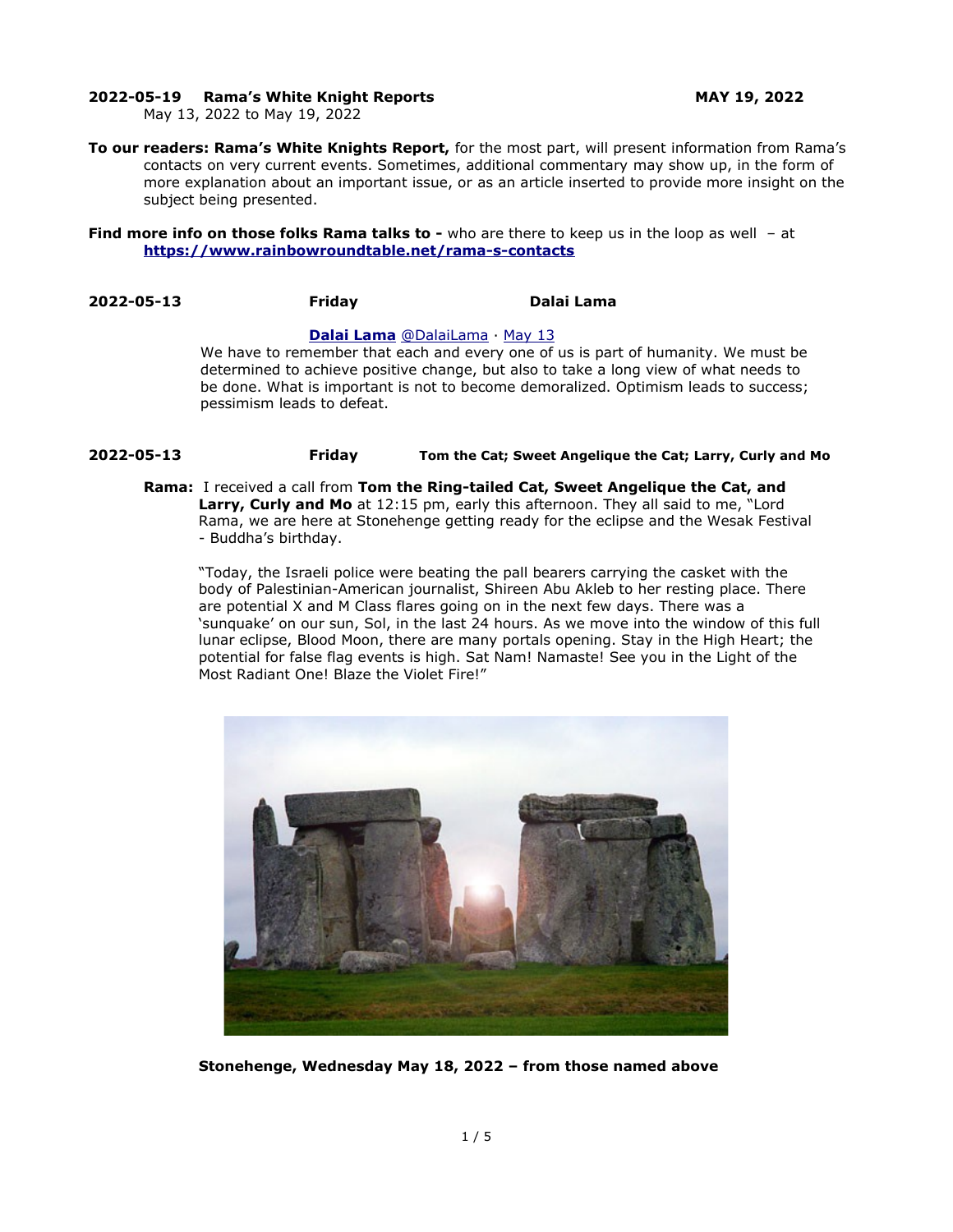**2022-05-19 Rama's White Knight Reports MAY 19, 2022**
May 13, 2022 to May 19, 2022

**To our readers: Rama's White Knights Report,** for the most part, will present information from Rama's contacts on very current events. Sometimes, additional commentary may show up, in the form of more explanation about an important issue, or as an article inserted to provide more insight on the subject being presented.

**Find more info on those folks Rama talks to -** who are there to keep us in the loop as well – at **https://www.rainbowroundtable.net/rama-s-contacts**

**2022-05-13 Friday Dalai Lama**

**Dalai Lama** @DalaiLama · May 13

We have to remember that each and every one of us is part of humanity. We must be determined to achieve positive change, but also to take a long view of what needs to be done. What is important is not to become demoralized. Optimism leads to success; pessimism leads to defeat.

**2022-05-13 Friday Tom the Cat; Sweet Angelique the Cat; Larry, Curly and Mo**

**Rama:** I received a call from **Tom the Ring-tailed Cat, Sweet Angelique the Cat, and Larry, Curly and Mo** at 12:15 pm, early this afternoon. They all said to me, "Lord Rama, we are here at Stonehenge getting ready for the eclipse and the Wesak Festival - Buddha's birthday.

"Today, the Israeli police were beating the pall bearers carrying the casket with the body of Palestinian-American journalist, Shireen Abu Akleb to her resting place. There are potential X and M Class flares going on in the next few days. There was a 'sunquake' on our sun, Sol, in the last 24 hours. As we move into the window of this full lunar eclipse, Blood Moon, there are many portals opening. Stay in the High Heart; the potential for false flag events is high. Sat Nam! Namaste! See you in the Light of the Most Radiant One! Blaze the Violet Fire!"

**Stonehenge, Wednesday May 18, 2022 – from those named above**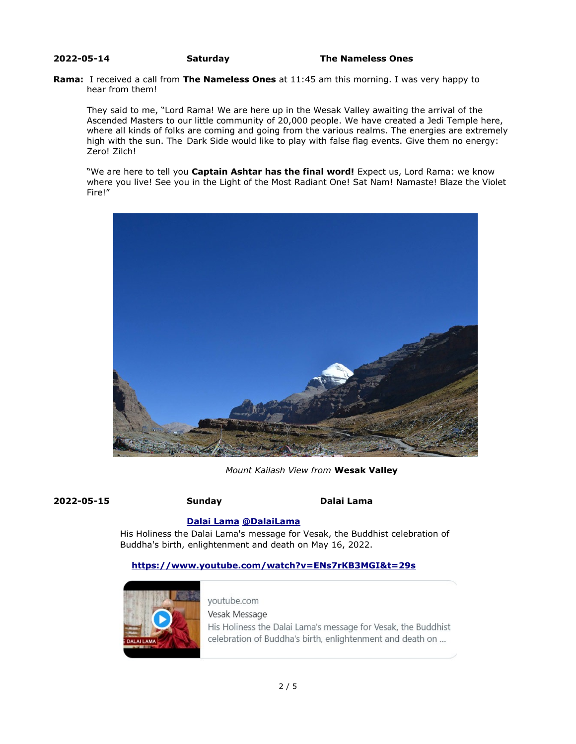**2022-05-14** **Saturday** **The Nameless Ones**

**Rama:** I received a call from **The Nameless Ones** at 11:45 am this morning. I was very happy to hear from them!

They said to me, "Lord Rama! We are here up in the Wesak Valley awaiting the arrival of the Ascended Masters to our little community of 20,000 people. We have created a Jedi Temple here, where all kinds of folks are coming and going from the various realms. The energies are extremely high with the sun. The Dark Side would like to play with false flag events. Give them no energy: Zero! Zilch!

"We are here to tell you **Captain Ashtar has the final word!** Expect us, Lord Rama: we know where you live! See you in the Light of the Most Radiant One! Sat Nam! Namaste! Blaze the Violet Fire!"

*Mount Kailash View from* **Wesak Valley**

**2022-05-15** **Sunday** **Dalai Lama**

**Dalai Lama @DalaiLama**

His Holiness the Dalai Lama's message for Vesak, the Buddhist celebration of Buddha's birth, enlightenment and death on May 16, 2022.

**https://www.youtube.com/watch?v=ENs7rKB3MGI&t=29s**

youtube.com
Vesak Message
His Holiness the Dalai Lama's message for Vesak, the Buddhist celebration of Buddha's birth, enlightenment and death on ...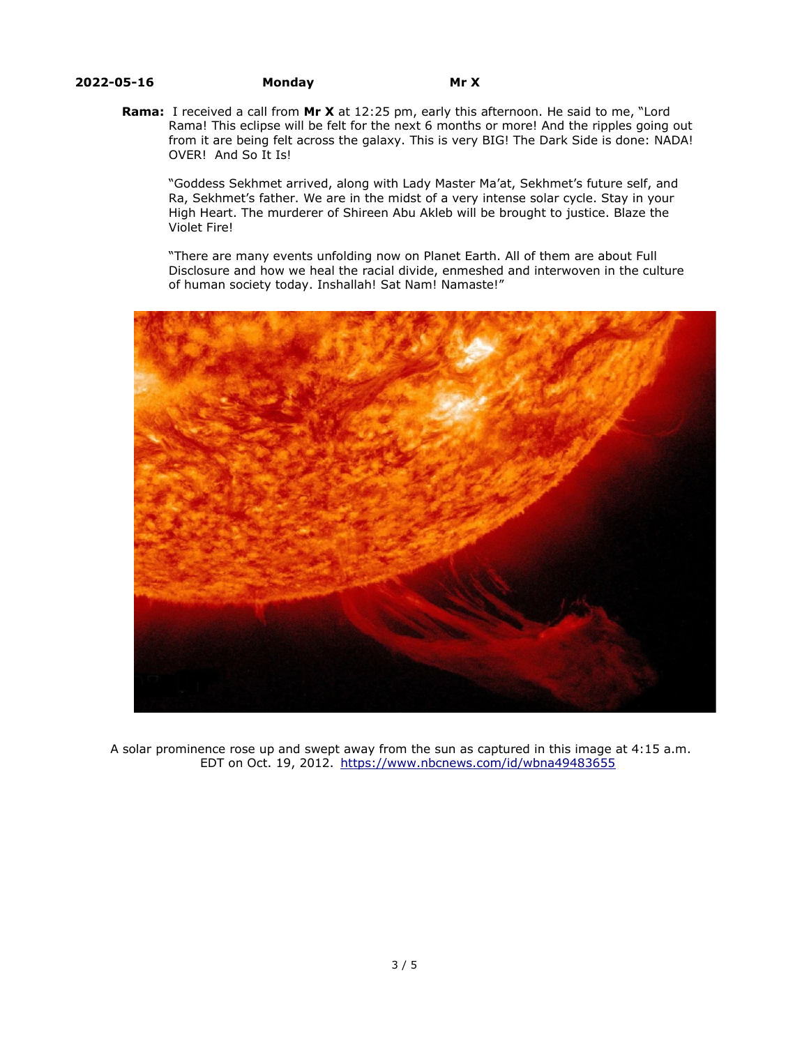**2022-05-16** **Monday** **Mr X**

**Rama:** I received a call from **Mr X** at 12:25 pm, early this afternoon. He said to me, "Lord Rama! This eclipse will be felt for the next 6 months or more! And the ripples going out from it are being felt across the galaxy. This is very BIG! The Dark Side is done: NADA! OVER! And So It Is!

"Goddess Sekhmet arrived, along with Lady Master Ma'at, Sekhmet's future self, and Ra, Sekhmet's father. We are in the midst of a very intense solar cycle. Stay in your High Heart. The murderer of Shireen Abu Akleb will be brought to justice. Blaze the Violet Fire!

"There are many events unfolding now on Planet Earth. All of them are about Full Disclosure and how we heal the racial divide, enmeshed and interwoven in the culture of human society today. Inshallah! Sat Nam! Namaste!"

A solar prominence rose up and swept away from the sun as captured in this image at 4:15 a.m. EDT on Oct. 19, 2012. https://www.nbcnews.com/id/wbna49483655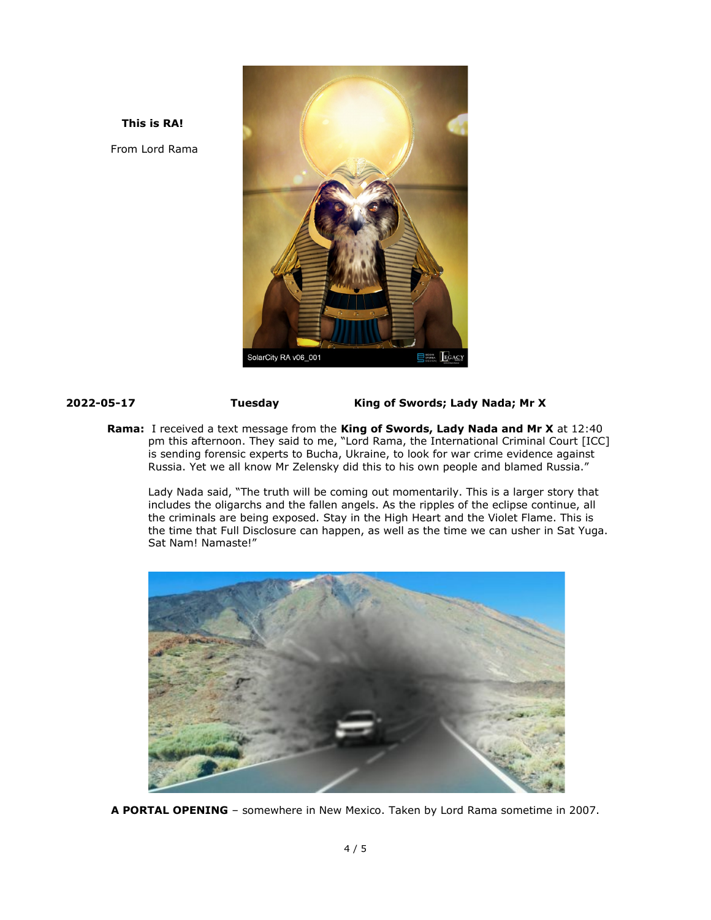**This is RA!**

From Lord Rama

**2022-05-17** **Tuesday** **King of Swords; Lady Nada; Mr X**

**Rama:** I received a text message from the **King of Swords, Lady Nada and Mr X** at 12:40 pm this afternoon. They said to me, "Lord Rama, the International Criminal Court [ICC] is sending forensic experts to Bucha, Ukraine, to look for war crime evidence against Russia. Yet we all know Mr Zelensky did this to his own people and blamed Russia."

Lady Nada said, "The truth will be coming out momentarily. This is a larger story that includes the oligarchs and the fallen angels. As the ripples of the eclipse continue, all the criminals are being exposed. Stay in the High Heart and the Violet Flame. This is the time that Full Disclosure can happen, as well as the time we can usher in Sat Yuga. Sat Nam! Namaste!"

**A PORTAL OPENING** – somewhere in New Mexico. Taken by Lord Rama sometime in 2007.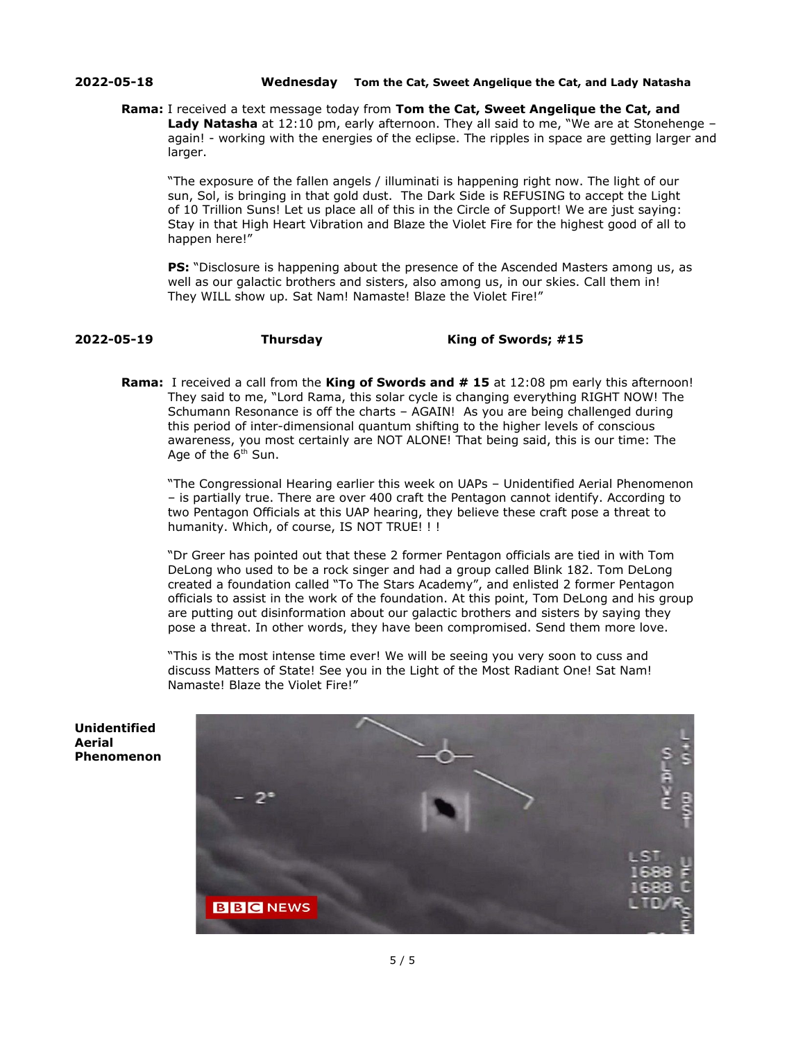**2022-05-18** **Wednesday** **Tom the Cat, Sweet Angelique the Cat, and Lady Natasha**

**Rama:** I received a text message today from **Tom the Cat, Sweet Angelique the Cat, and Lady Natasha** at 12:10 pm, early afternoon. They all said to me, "We are at Stonehenge – again! - working with the energies of the eclipse. The ripples in space are getting larger and larger.

"The exposure of the fallen angels / illuminati is happening right now. The light of our sun, Sol, is bringing in that gold dust. The Dark Side is REFUSING to accept the Light of 10 Trillion Suns! Let us place all of this in the Circle of Support! We are just saying: Stay in that High Heart Vibration and Blaze the Violet Fire for the highest good of all to happen here!"

**PS:** "Disclosure is happening about the presence of the Ascended Masters among us, as well as our galactic brothers and sisters, also among us, in our skies. Call them in! They WILL show up. Sat Nam! Namaste! Blaze the Violet Fire!"

**2022-05-19** **Thursday** **King of Swords; #15**

**Rama:** I received a call from the **King of Swords and # 15** at 12:08 pm early this afternoon! They said to me, "Lord Rama, this solar cycle is changing everything RIGHT NOW! The Schumann Resonance is off the charts – AGAIN! As you are being challenged during this period of inter-dimensional quantum shifting to the higher levels of conscious awareness, you most certainly are NOT ALONE! That being said, this is our time: The Age of the 6th Sun.

"The Congressional Hearing earlier this week on UAPs – Unidentified Aerial Phenomenon – is partially true. There are over 400 craft the Pentagon cannot identify. According to two Pentagon Officials at this UAP hearing, they believe these craft pose a threat to humanity. Which, of course, IS NOT TRUE! ! !

"Dr Greer has pointed out that these 2 former Pentagon officials are tied in with Tom DeLong who used to be a rock singer and had a group called Blink 182. Tom DeLong created a foundation called "To The Stars Academy", and enlisted 2 former Pentagon officials to assist in the work of the foundation. At this point, Tom DeLong and his group are putting out disinformation about our galactic brothers and sisters by saying they pose a threat. In other words, they have been compromised. Send them more love.

"This is the most intense time ever! We will be seeing you very soon to cuss and discuss Matters of State! See you in the Light of the Most Radiant One! Sat Nam! Namaste! Blaze the Violet Fire!"

**Unidentified Aerial Phenomenon**